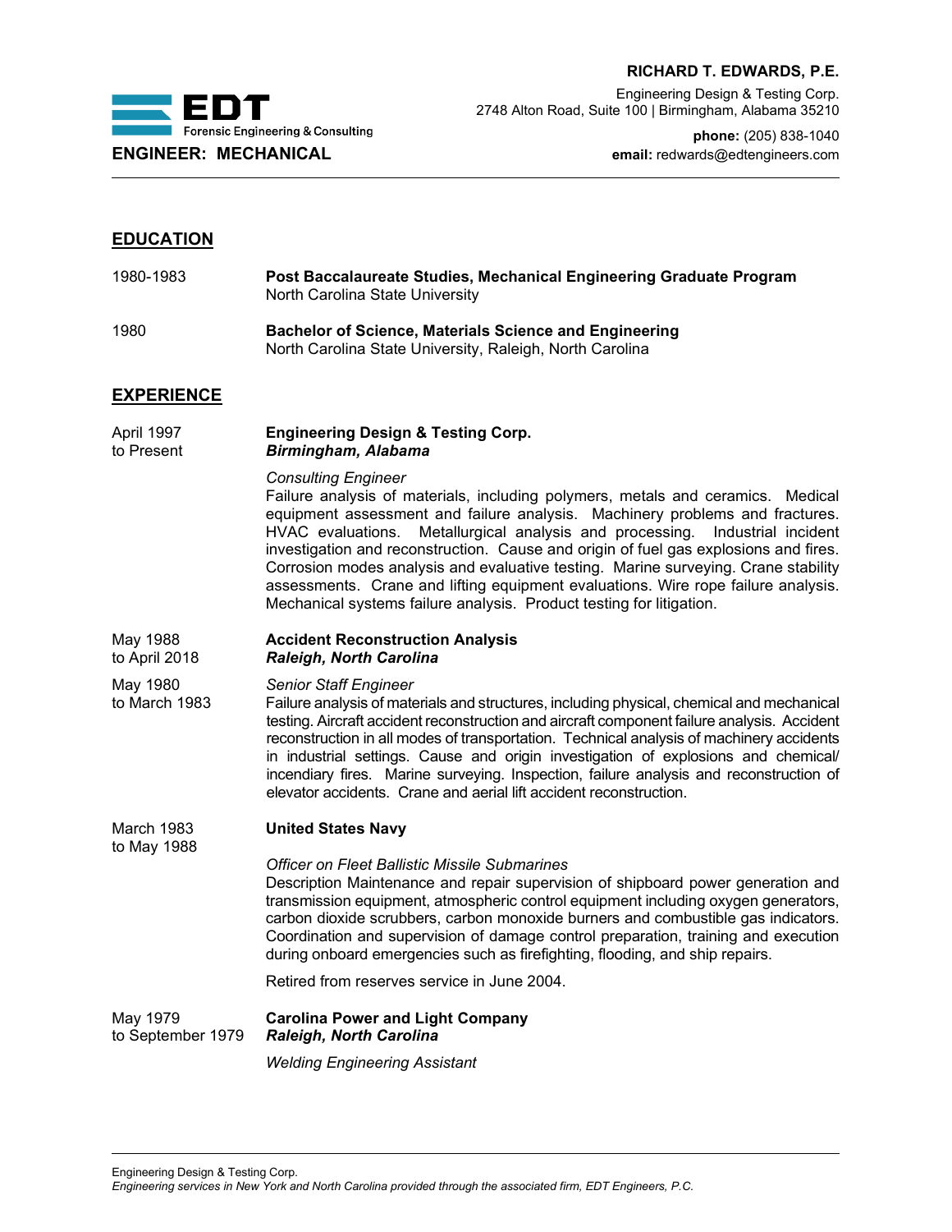**RICHARD T. EDWARDS, P.E.**

Engineering Design & Testing Corp.
2748 Alton Road, Suite 100 | Birmingham, Alabama 35210

**phone:** (205) 838-1040
**email:** redwards@edtengineers.com

EDT Forensic Engineering & Consulting

**ENGINEER: MECHANICAL**

---

## EDUCATION

| | |
|---|---|
| 1980-1983 | **Post Baccalaureate Studies, Mechanical Engineering Graduate Program**<br>North Carolina State University |
| 1980 | **Bachelor of Science, Materials Science and Engineering**<br>North Carolina State University, Raleigh, North Carolina |

## EXPERIENCE

**April 1997 to Present**

**Engineering Design & Testing Corp.**
***Birmingham, Alabama***

*Consulting Engineer*
Failure analysis of materials, including polymers, metals and ceramics. Medical equipment assessment and failure analysis. Machinery problems and fractures. HVAC evaluations. Metallurgical analysis and processing. Industrial incident investigation and reconstruction. Cause and origin of fuel gas explosions and fires. Corrosion modes analysis and evaluative testing. Marine surveying. Crane stability assessments. Crane and lifting equipment evaluations. Wire rope failure analysis. Mechanical systems failure analysis. Product testing for litigation.

**May 1988 to April 2018**

**Accident Reconstruction Analysis**
***Raleigh, North Carolina***

**May 1980 to March 1983**

*Senior Staff Engineer*
Failure analysis of materials and structures, including physical, chemical and mechanical testing. Aircraft accident reconstruction and aircraft component failure analysis. Accident reconstruction in all modes of transportation. Technical analysis of machinery accidents in industrial settings. Cause and origin investigation of explosions and chemical/incendiary fires. Marine surveying. Inspection, failure analysis and reconstruction of elevator accidents. Crane and aerial lift accident reconstruction.

**March 1983 to May 1988**

**United States Navy**

*Officer on Fleet Ballistic Missile Submarines*
Description Maintenance and repair supervision of shipboard power generation and transmission equipment, atmospheric control equipment including oxygen generators, carbon dioxide scrubbers, carbon monoxide burners and combustible gas indicators. Coordination and supervision of damage control preparation, training and execution during onboard emergencies such as firefighting, flooding, and ship repairs.

Retired from reserves service in June 2004.

**May 1979 to September 1979**

**Carolina Power and Light Company**
***Raleigh, North Carolina***

*Welding Engineering Assistant*

---

Engineering Design & Testing Corp.
*Engineering services in New York and North Carolina provided through the associated firm, EDT Engineers, P.C.*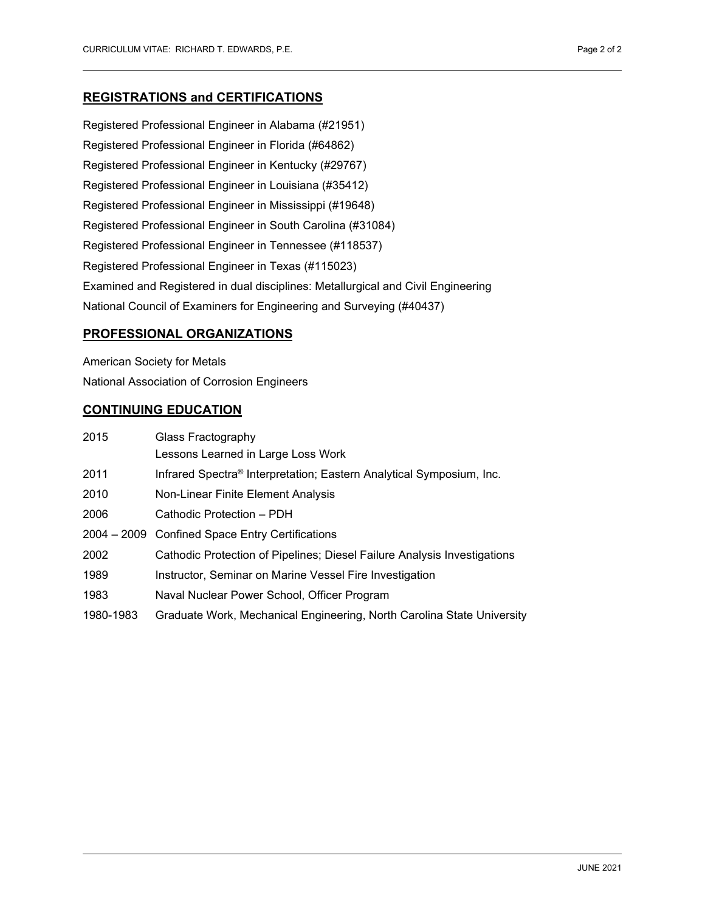## REGISTRATIONS and CERTIFICATIONS

Registered Professional Engineer in Alabama (#21951)

Registered Professional Engineer in Florida (#64862)

Registered Professional Engineer in Kentucky (#29767)

Registered Professional Engineer in Louisiana (#35412)

Registered Professional Engineer in Mississippi (#19648)

Registered Professional Engineer in South Carolina (#31084)

Registered Professional Engineer in Tennessee (#118537)

Registered Professional Engineer in Texas (#115023)

Examined and Registered in dual disciplines: Metallurgical and Civil Engineering

National Council of Examiners for Engineering and Surveying (#40437)

## PROFESSIONAL ORGANIZATIONS

American Society for Metals

National Association of Corrosion Engineers

## CONTINUING EDUCATION

| | |
|---|---|
| 2015 | Glass Fractography<br>Lessons Learned in Large Loss Work |
| 2011 | Infrared Spectra® Interpretation; Eastern Analytical Symposium, Inc. |
| 2010 | Non-Linear Finite Element Analysis |
| 2006 | Cathodic Protection – PDH |
| 2004 – 2009 | Confined Space Entry Certifications |
| 2002 | Cathodic Protection of Pipelines; Diesel Failure Analysis Investigations |
| 1989 | Instructor, Seminar on Marine Vessel Fire Investigation |
| 1983 | Naval Nuclear Power School, Officer Program |
| 1980-1983 | Graduate Work, Mechanical Engineering, North Carolina State University |